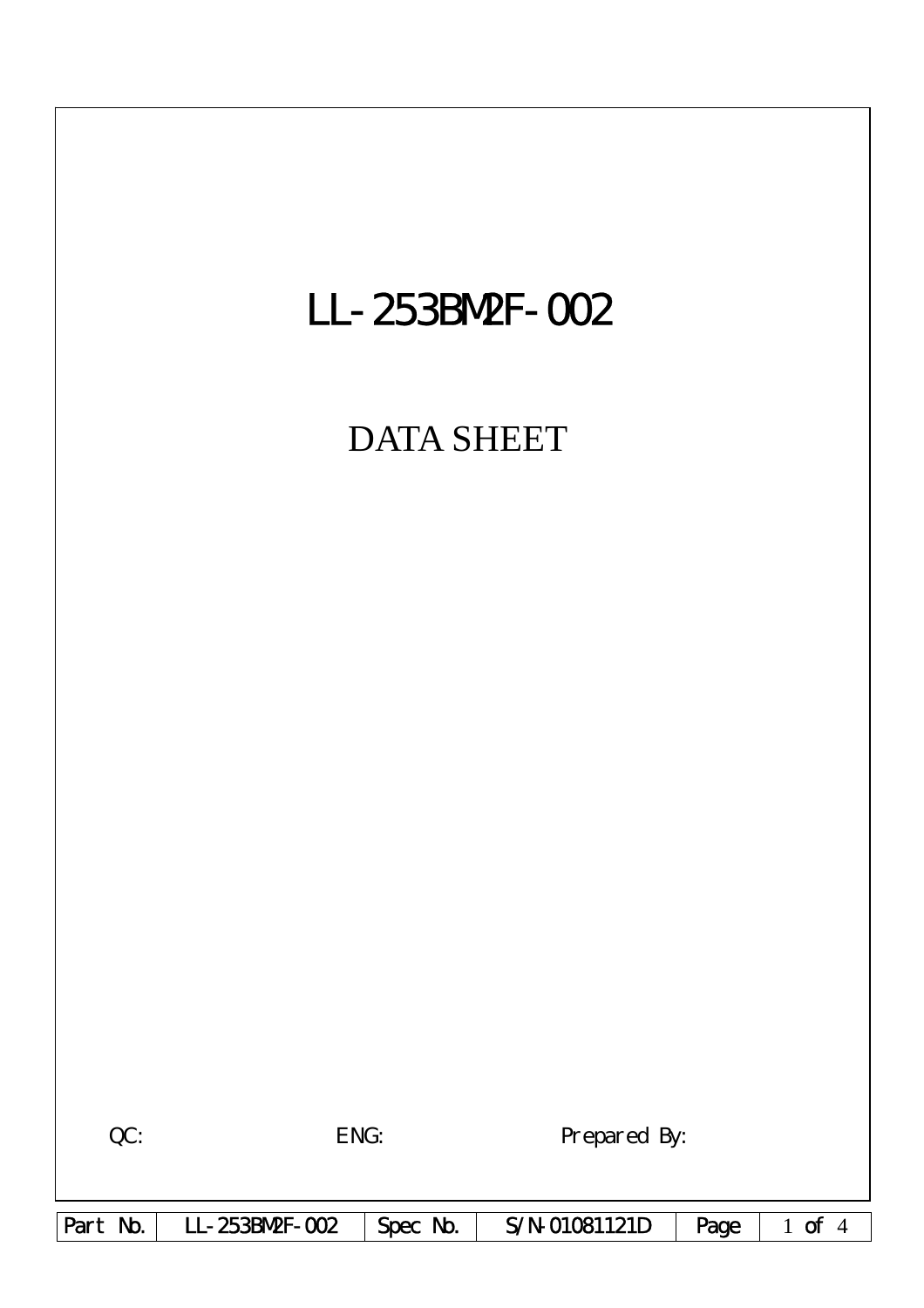# LL-253BM2F-002

## DATA SHEET

QC: ENG: Prepared By:

| Part No. | LL-253BM2F-002 | Spec No. | S/N-01081121D |
|---|---|---|---|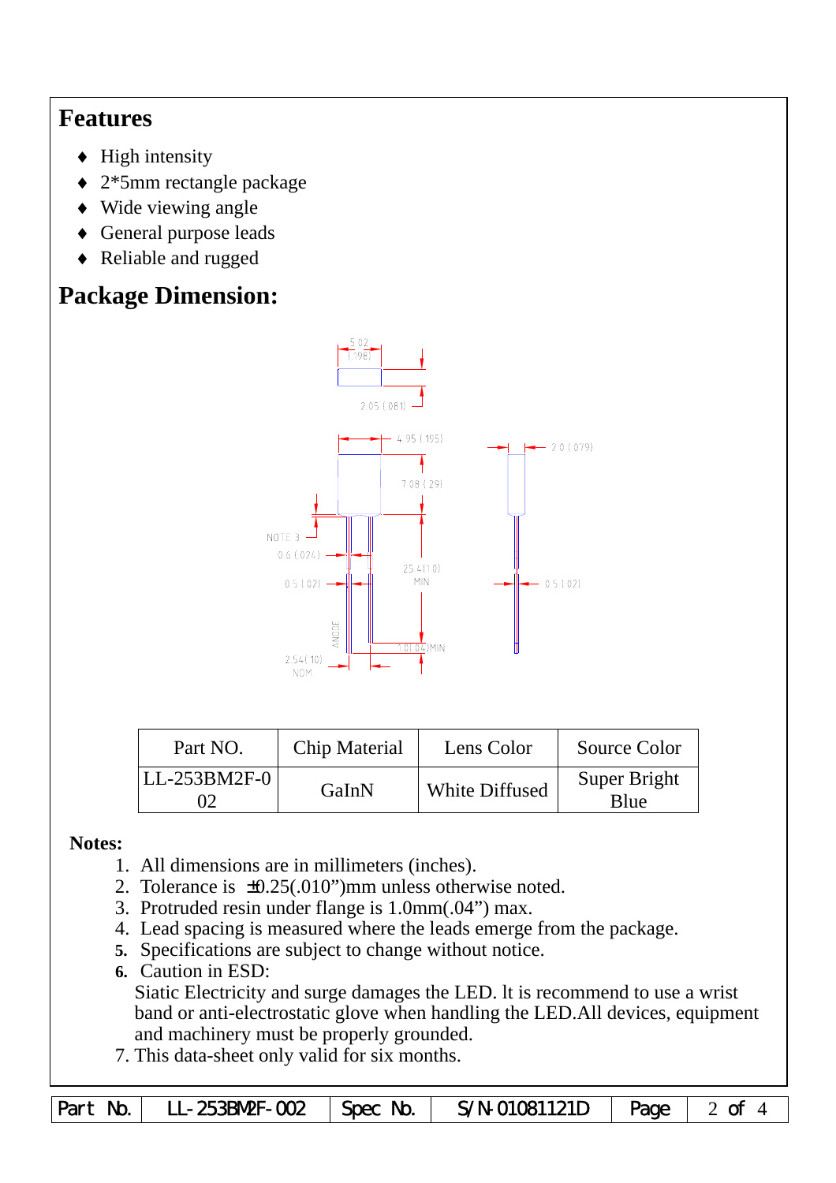## Features

- High intensity
- 2*5mm rectangle package
- Wide viewing angle
- General purpose leads
- Reliable and rugged

## Package Dimension:

| Part NO. | Chip Material | Lens Color | Source Color |
|---|---|---|---|
| LL-253BM2F-002 | GaInN | White Diffused | Super Bright Blue |

**Notes:**

1. All dimensions are in millimeters (inches).
2. Tolerance is ±0.25(.010")mm unless otherwise noted.
3. Protruded resin under flange is 1.0mm(.04") max.
4. Lead spacing is measured where the leads emerge from the package.
5. Specifications are subject to change without notice.
6. Caution in ESD:
   Siatic Electricity and surge damages the LED. lt is recommend to use a wrist band or anti-electrostatic glove when handling the LED.All devices, equipment and machinery must be properly grounded.
7. This data-sheet only valid for six months.

| Part No. | LL-253BM2F-002 | Spec No. | S/N-01081121D | Page | 2 of 4 |
|---|---|---|---|---|---|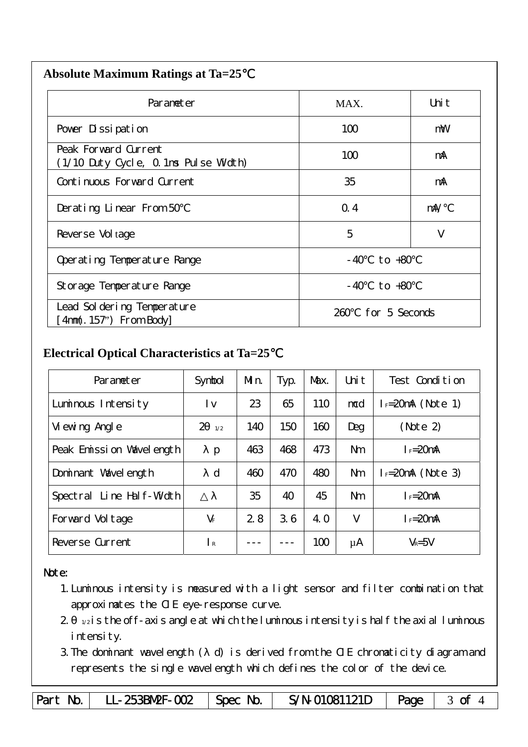## Absolute Maximum Ratings at Ta=25℃

| Parameter | MAX. | Unit |
|---|---|---|
| Power Dissipation | 100 | mW |
| Peak Forward Current (1/10 Duty Cycle, 0.1ms Pulse Width) | 100 | mA |
| Continuous Forward Current | 35 | mA |
| Derating Linear From 50℃ | 0.4 | mA/℃ |
| Reverse Voltage | 5 | V |
| Operating Temperature Range | -40℃ to +80℃ | |
| Storage Temperature Range | -40℃ to +80℃ | |
| Lead Soldering Temperature [4mm(.157") From Body] | 260℃ for 5 Seconds | |

## Electrical Optical Characteristics at Ta=25℃

| Parameter | Symbol | Min. | Typ. | Max. | Unit | Test Condition |
|---|---|---|---|---|---|---|
| Luminous Intensity | Iv | 23 | 65 | 110 | mcd | $I_F$=20mA (Note 1) |
| Viewing Angle | $2\theta_{1/2}$ | 140 | 150 | 160 | Deg | (Note 2) |
| Peak Emission Wavelength | $\lambda p$ | 463 | 468 | 473 | Nm | $I_F$=20mA |
| Dominant Wavelength | $\lambda d$ | 460 | 470 | 480 | Nm | $I_F$=20mA (Note 3) |
| Spectral Line Half-Width | $\triangle\lambda$ | 35 | 40 | 45 | Nm | $I_F$=20mA |
| Forward Voltage | $V_F$ | 2.8 | 3.6 | 4.0 | V | $I_F$=20mA |
| Reverse Current | $I_R$ | --- | --- | 100 | μA | $V_R$=5V |

Note:

1. Luminous intensity is measured with a light sensor and filter combination that approximates the CIE eye-response curve.
2. $\theta_{1/2}$ is the off-axis angle at which the luminous intensity is half the axial luminous intensity.
3. The dominant wavelength ($\lambda$ d) is derived from the CIE chromaticity diagram and represents the single wavelength which defines the color of the device.

| Part No. | LL-253BM2F-002 | Spec No. | S/N-01081121D | Page | 3 of 4 |
|---|---|---|---|---|---|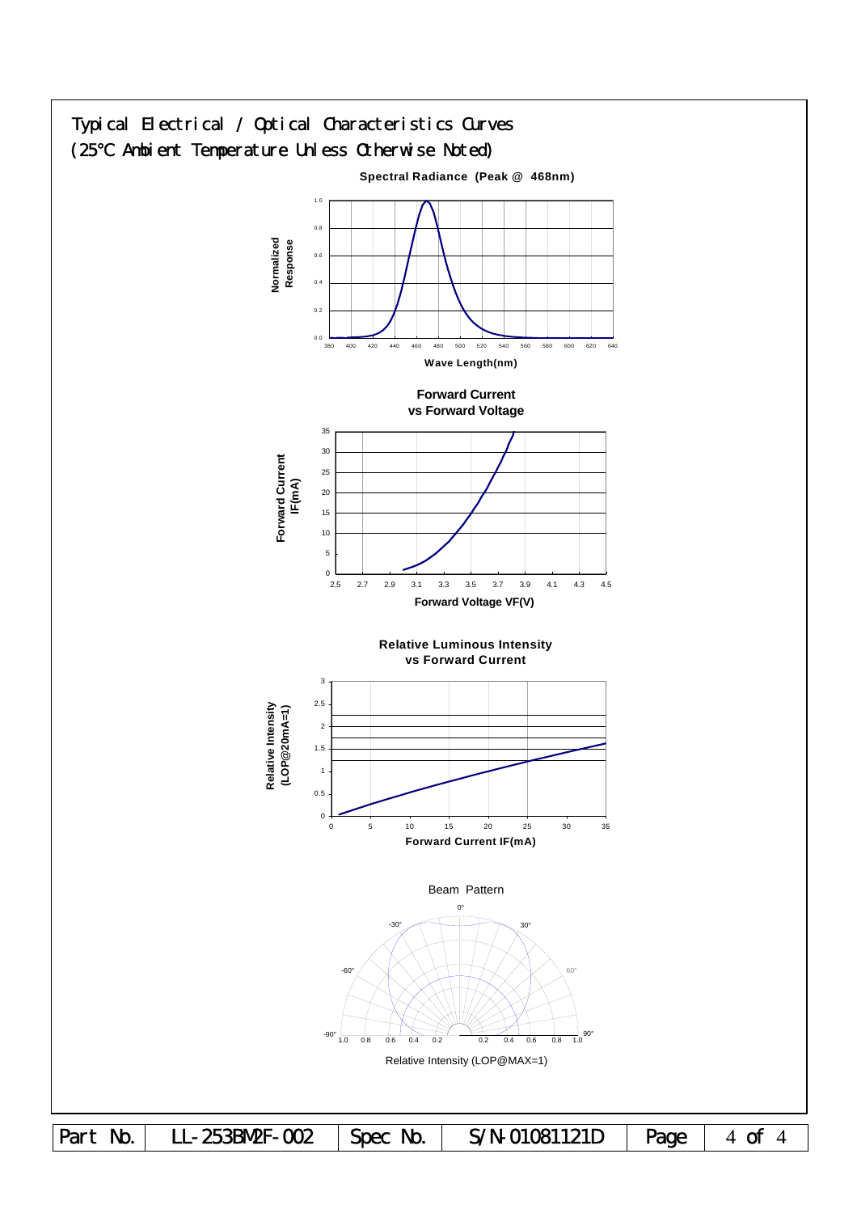# Typical Electrical / Optical Characteristics Curves
(25°C Ambient Temperature Unless Otherwise Noted)

**Spectral Radiance (Peak @ 468nm)**

Normalized Response

1.0
0.8
0.6
0.4
0.2
0.0

380 400 420 440 460 480 500 520 540 560 580 600 620 640

**Wave Length(nm)**

**Forward Current vs Forward Voltage**

Forward Current IF(mA)

35
30
25
20
15
10
5
0

2.5 2.7 2.9 3.1 3.3 3.5 3.7 3.9 4.1 4.3 4.5

**Forward Voltage VF(V)**

**Relative Luminous Intensity vs Forward Current**

Relative Intensity (LOP@20mA=1)

3
2.5
2
1.5
1
0.5
0

0 5 10 15 20 25 30 35

**Forward Current IF(mA)**

Beam Pattern

0°
-30° 30°
-60° 60°
-90° 90°

1.0 0.8 0.6 0.4 0.2 0.2 0.4 0.6 0.8 1.0

Relative Intensity (LOP@MAX=1)

| Part No. | LL-253BM2F-002 | Spec No. | S/N-01081121D | Page | 4 of 4 |
|---|---|---|---|---|---|